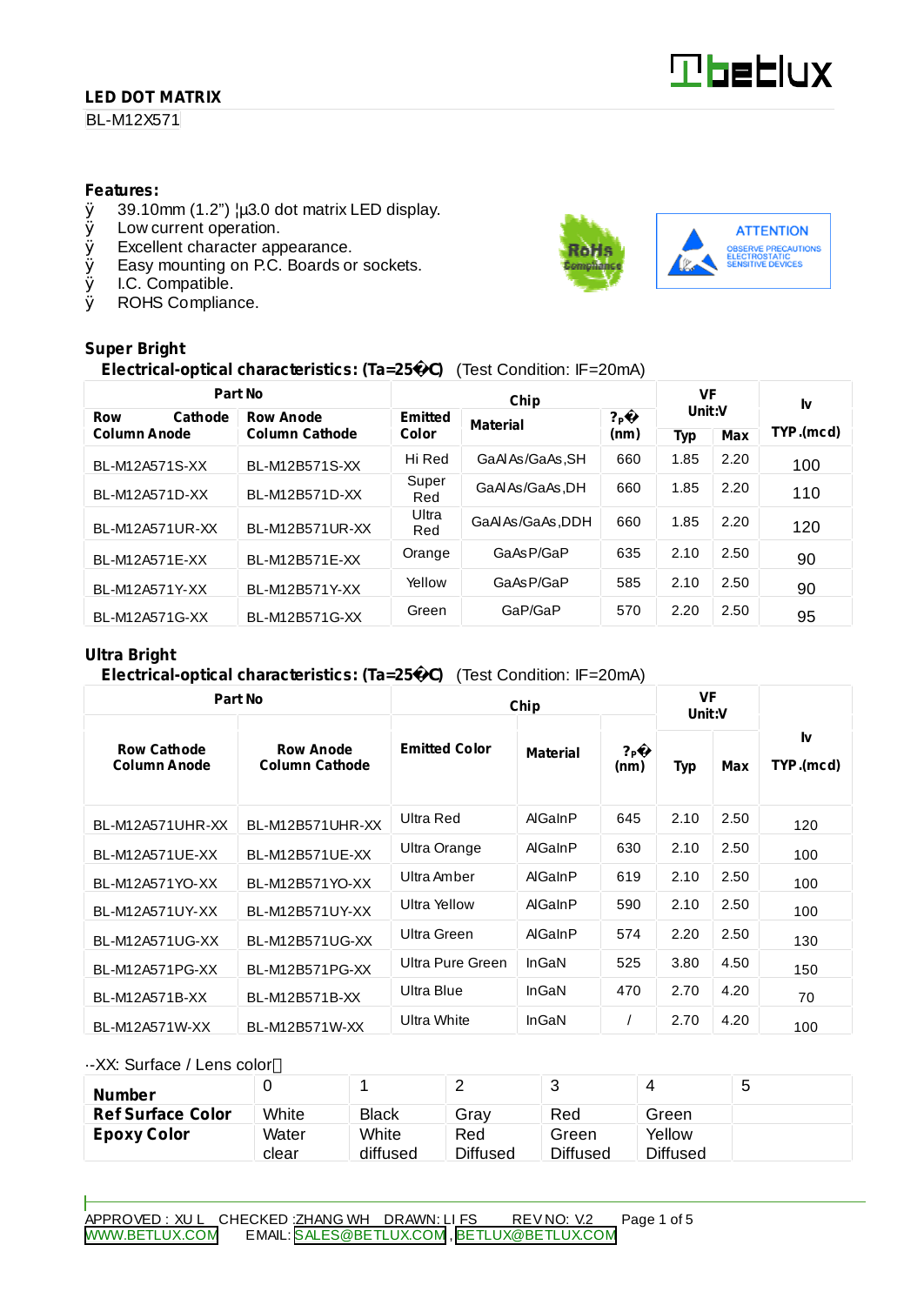## LED DOT MATRIX

BL-M12X571

**Features:**

- 39.10mm (1.2") ¦µ3.0 dot matrix LED display.
- Low current operation.
- Excellent character appearance.
- Easy mounting on P.C. Boards or sockets.
- I.C. Compatible.
- ROHS Compliance.

RoHS Compliance

ATTENTION
OBSERVE PRECAUTIONS ELECTROSTATIC SENSITIVE DEVICES

## Super Bright

**Electrical-optical characteristics: (Ta=25�C)** (Test Condition: IF=20mA)

| Part No | | Chip | | | VF Unit:V | | Iv |
|---|---|---|---|---|---|---|---|
| Row Cathode Column Anode | Row Anode Column Cathode | Emitted Color | Material | ?p� (nm) | Typ | Max | TYP.(mcd) |
| BL-M12A571S-XX | BL-M12B571S-XX | Hi Red | GaAlAs/GaAs,SH | 660 | 1.85 | 2.20 | 100 |
| BL-M12A571D-XX | BL-M12B571D-XX | Super Red | GaAlAs/GaAs,DH | 660 | 1.85 | 2.20 | 110 |
| BL-M12A571UR-XX | BL-M12B571UR-XX | Ultra Red | GaAlAs/GaAs,DDH | 660 | 1.85 | 2.20 | 120 |
| BL-M12A571E-XX | BL-M12B571E-XX | Orange | GaAsP/GaP | 635 | 2.10 | 2.50 | 90 |
| BL-M12A571Y-XX | BL-M12B571Y-XX | Yellow | GaAsP/GaP | 585 | 2.10 | 2.50 | 90 |
| BL-M12A571G-XX | BL-M12B571G-XX | Green | GaP/GaP | 570 | 2.20 | 2.50 | 95 |

## Ultra Bright

**Electrical-optical characteristics: (Ta=25�C)** (Test Condition: IF=20mA)

| Part No | | Chip | | | VF Unit:V | | Iv |
|---|---|---|---|---|---|---|---|
| Row Cathode Column Anode | Row Anode Column Cathode | Emitted Color | Material | ?p� (nm) | Typ | Max | TYP.(mcd) |
| BL-M12A571UHR-XX | BL-M12B571UHR-XX | Ultra Red | AlGaInP | 645 | 2.10 | 2.50 | 120 |
| BL-M12A571UE-XX | BL-M12B571UE-XX | Ultra Orange | AlGaInP | 630 | 2.10 | 2.50 | 100 |
| BL-M12A571YO-XX | BL-M12B571YO-XX | Ultra Amber | AlGaInP | 619 | 2.10 | 2.50 | 100 |
| BL-M12A571UY-XX | BL-M12B571UY-XX | Ultra Yellow | AlGaInP | 590 | 2.10 | 2.50 | 100 |
| BL-M12A571UG-XX | BL-M12B571UG-XX | Ultra Green | AlGaInP | 574 | 2.20 | 2.50 | 130 |
| BL-M12A571PG-XX | BL-M12B571PG-XX | Ultra Pure Green | InGaN | 525 | 3.80 | 4.50 | 150 |
| BL-M12A571B-XX | BL-M12B571B-XX | Ultra Blue | InGaN | 470 | 2.70 | 4.20 | 70 |
| BL-M12A571W-XX | BL-M12B571W-XX | Ultra White | InGaN | / | 2.70 | 4.20 | 100 |

-XX: Surface / Lens color

| Number | 0 | 1 | 2 | 3 | 4 | 5 |
|---|---|---|---|---|---|---|
| Ref Surface Color | White | Black | Gray | Red | Green | |
| Epoxy Color | Water clear | White diffused | Red Diffused | Green Diffused | Yellow Diffused | |

APPROVED : XU L CHECKED :ZHANG WH DRAWN: LI FS REV NO: V.2

WWW.BETLUX.COM EMAIL: SALES@BETLUX.COM , BETLUX@BETLUX.COM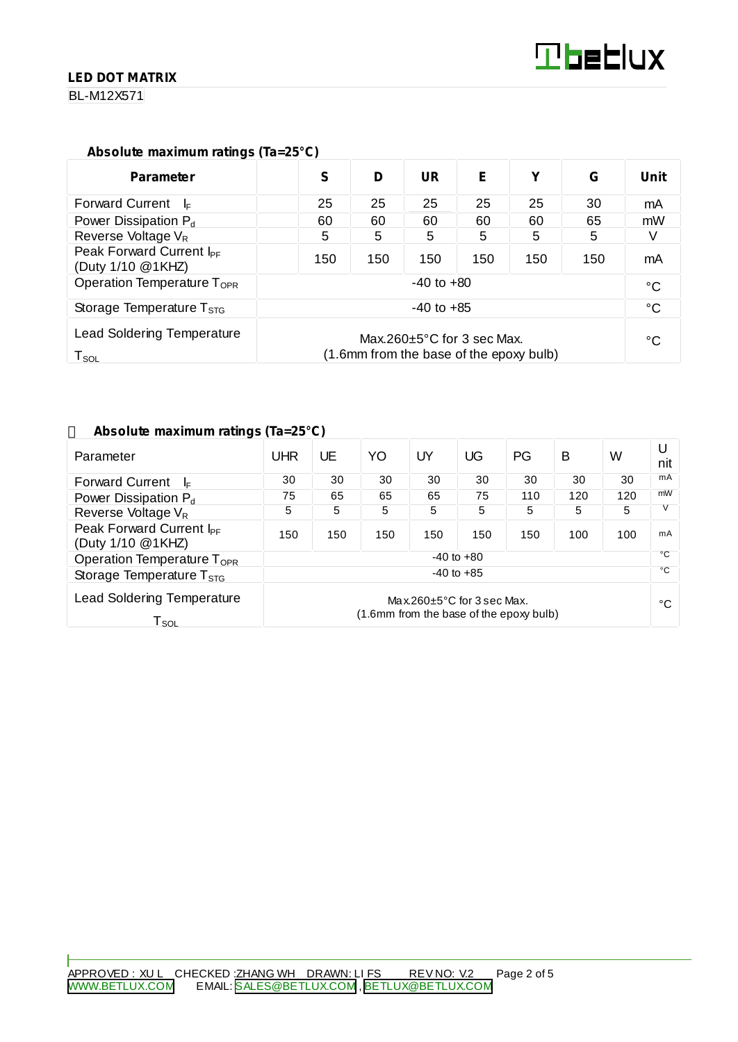LED DOT MATRIX

BL-M12X571

### Absolute maximum ratings (Ta=25°C)

| Parameter | | S | D | UR | E | Y | G | Unit |
|---|---|---|---|---|---|---|---|---|
| Forward Current $I_F$ | | 25 | 25 | 25 | 25 | 25 | 30 | mA |
| Power Dissipation $P_d$ | | 60 | 60 | 60 | 60 | 60 | 65 | mW |
| Reverse Voltage $V_R$ | | 5 | 5 | 5 | 5 | 5 | 5 | V |
| Peak Forward Current $I_{PF}$ (Duty 1/10 @1KHZ) | | 150 | 150 | 150 | 150 | 150 | 150 | mA |
| Operation Temperature $T_{OPR}$ | -40 to +80 | | | | | | | °C |
| Storage Temperature $T_{STG}$ | -40 to +85 | | | | | | | °C |
| Lead Soldering Temperature $T_{SOL}$ | Max.260±5°C for 3 sec Max. (1.6mm from the base of the epoxy bulb) | | | | | | | °C |

### Absolute maximum ratings (Ta=25°C)

| Parameter | UHR | UE | YO | UY | UG | PG | B | W | Unit |
|---|---|---|---|---|---|---|---|---|---|
| Forward Current $I_F$ | 30 | 30 | 30 | 30 | 30 | 30 | 30 | 30 | mA |
| Power Dissipation $P_d$ | 75 | 65 | 65 | 65 | 75 | 110 | 120 | 120 | mW |
| Reverse Voltage $V_R$ | 5 | 5 | 5 | 5 | 5 | 5 | 5 | 5 | V |
| Peak Forward Current $I_{PF}$ (Duty 1/10 @1KHZ) | 150 | 150 | 150 | 150 | 150 | 150 | 100 | 100 | mA |
| Operation Temperature $T_{OPR}$ | -40 to +80 | | | | | | | | °C |
| Storage Temperature $T_{STG}$ | -40 to +85 | | | | | | | | °C |
| Lead Soldering Temperature $T_{SOL}$ | Max.260±5°C for 3 sec Max. (1.6mm from the base of the epoxy bulb) | | | | | | | | °C |

APPROVED : XU L CHECKED :ZHANG WH DRAWN: LI FS REV NO: V.2

WWW.BETLUX.COM EMAIL: SALES@BETLUX.COM , BETLUX@BETLUX.COM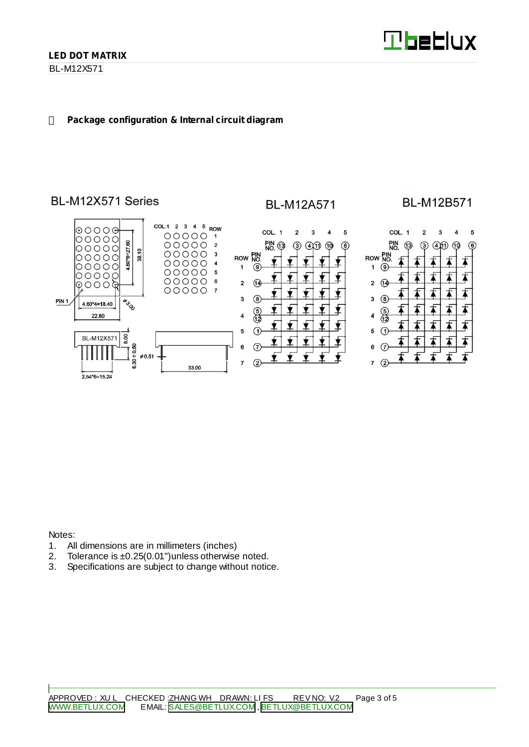## Package configuration & Internal circuit diagram

BL-M12X571 Series

BL-M12A571

BL-M12B571

Notes:

1. All dimensions are in millimeters (inches)
2. Tolerance is ±0.25(0.01")unless otherwise noted.
3. Specifications are subject to change without notice.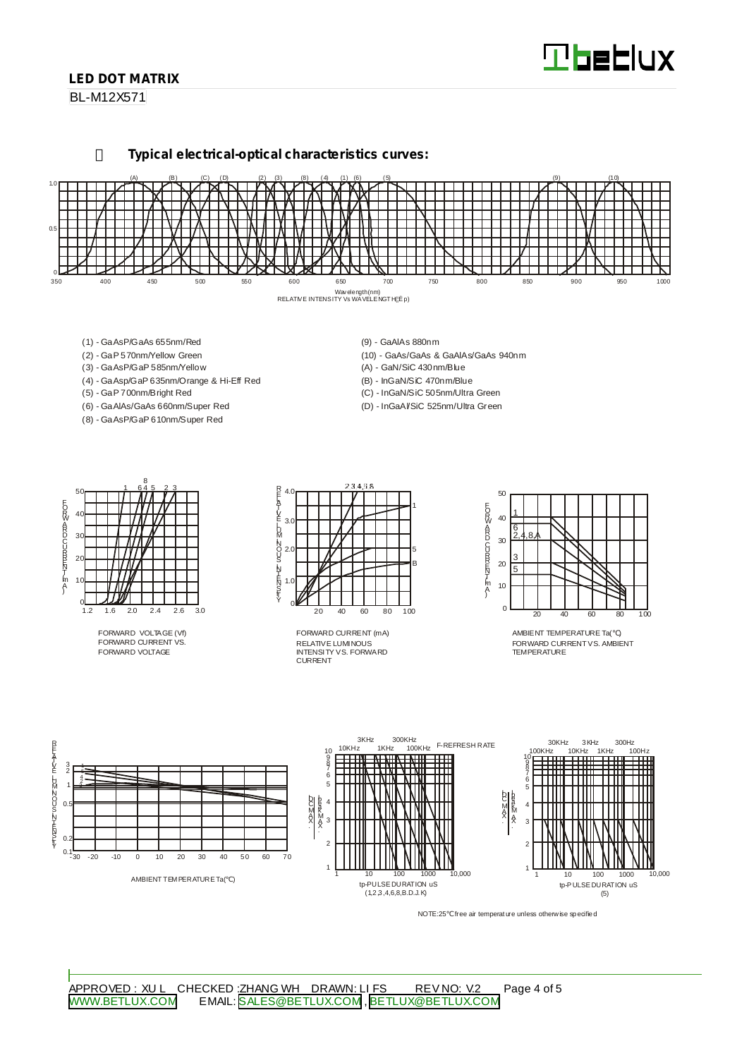## Typical electrical-optical characteristics curves:

RELATIVE INTENSITY Vs WAVELENGTH(λp)

(1) - GaAsP/GaAs 655nm/Red
(2) - GaP 570nm/Yellow Green
(3) - GaAsP/GaP 585nm/Yellow
(4) - GaAsp/GaP 635nm/Orange & Hi-Eff Red
(5) - GaP 700nm/Bright Red
(6) - GaAlAs/GaAs 660nm/Super Red
(8) - GaAsP/GaP 610nm/Super Red
(9) - GaAlAs 880nm
(10) - GaAs/GaAs & GaAlAs/GaAs 940nm
(A) - GaN/SiC 430nm/Blue
(B) - InGaN/SiC 470nm/Blue
(C) - InGaN/SiC 505nm/Ultra Green
(D) - InGaAl/SiC 525nm/Ultra Green

FORWARD CURRENT VS. FORWARD VOLTAGE

RELATIVE LUMINOUS INTENSITY VS. FORWARD CURRENT

FORWARD CURRENT VS. AMBIENT TEMPERATURE

AMBIENT TEMPERATURE Ta(℃)

tp-PULSE DURATION uS (1,2,3,4,6,8,B.D.J.K)

tp-PULSE DURATION uS (5)

NOTE:25℃ free air temperature unless otherwise specified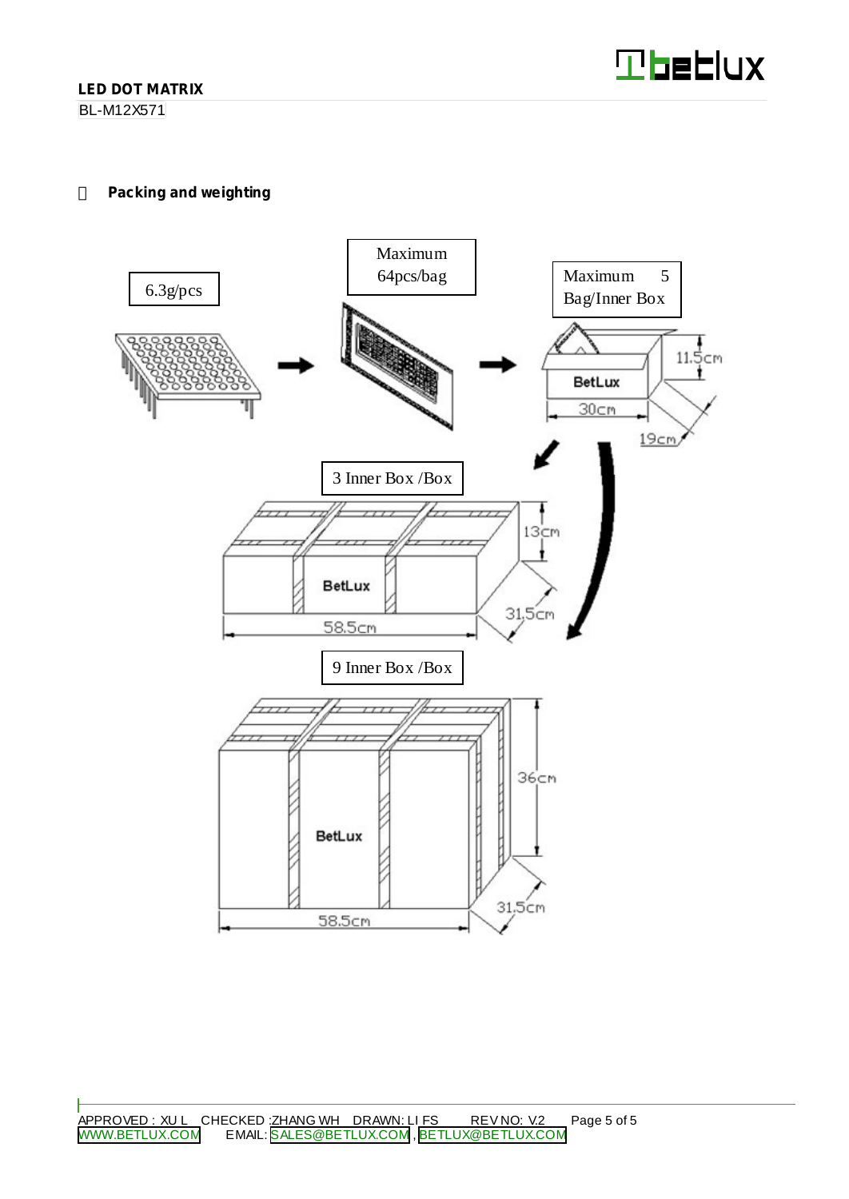## Packing and weighting

6.3g/pcs

Maximum 64pcs/bag

Maximum 5 Bag/Inner Box

11.5cm

30cm

19cm

BetLux

3 Inner Box /Box

13cm

58.5cm

31.5cm

BetLux

9 Inner Box /Box

36cm

58.5cm

31.5cm

BetLux